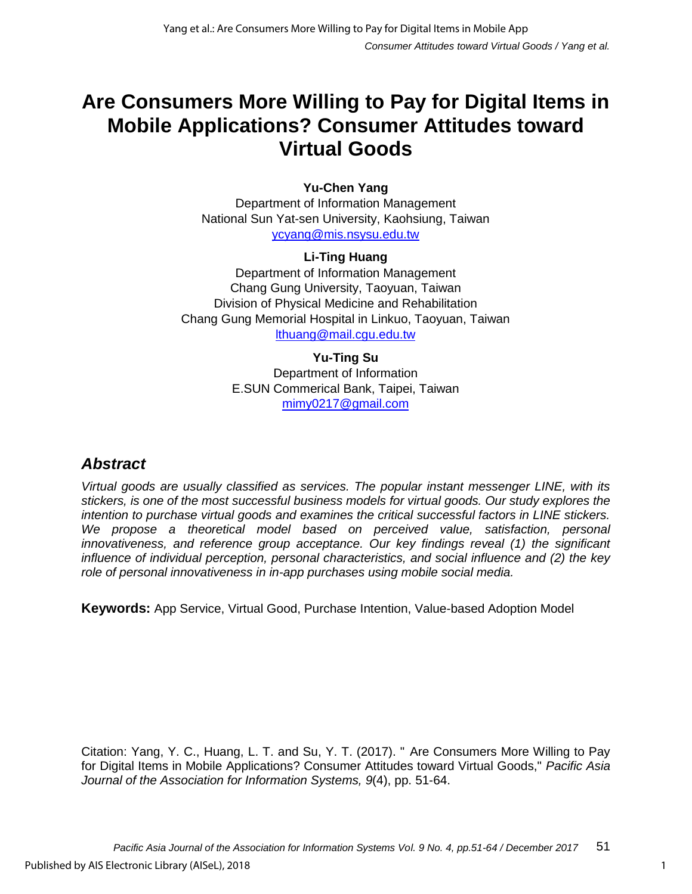# Are Consumers More Willing to Pay for Digital Items in Mobile Applications? Consumer Attitudes toward Virtual Goods

**Yu-Chen Yang**
Department of Information Management
National Sun Yat-sen University, Kaohsiung, Taiwan
ycyang@mis.nsysu.edu.tw

**Li-Ting Huang**
Department of Information Management
Chang Gung University, Taoyuan, Taiwan
Division of Physical Medicine and Rehabilitation
Chang Gung Memorial Hospital in Linkuo, Taoyuan, Taiwan
lthuang@mail.cgu.edu.tw

**Yu-Ting Su**
Department of Information
E.SUN Commerical Bank, Taipei, Taiwan
mimy0217@gmail.com

## *Abstract*

*Virtual goods are usually classified as services. The popular instant messenger LINE, with its stickers, is one of the most successful business models for virtual goods. Our study explores the intention to purchase virtual goods and examines the critical successful factors in LINE stickers. We propose a theoretical model based on perceived value, satisfaction, personal innovativeness, and reference group acceptance. Our key findings reveal (1) the significant influence of individual perception, personal characteristics, and social influence and (2) the key role of personal innovativeness in in-app purchases using mobile social media.*

**Keywords:** App Service, Virtual Good, Purchase Intention, Value-based Adoption Model

Citation: Yang, Y. C., Huang, L. T. and Su, Y. T. (2017). " Are Consumers More Willing to Pay for Digital Items in Mobile Applications? Consumer Attitudes toward Virtual Goods," *Pacific Asia Journal of the Association for Information Systems, 9*(4), pp. 51-64.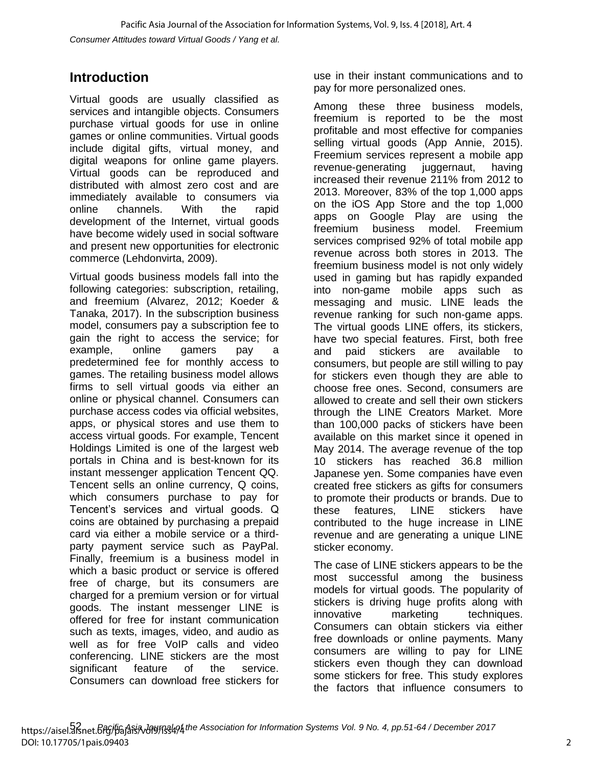## Introduction

Virtual goods are usually classified as services and intangible objects. Consumers purchase virtual goods for use in online games or online communities. Virtual goods include digital gifts, virtual money, and digital weapons for online game players. Virtual goods can be reproduced and distributed with almost zero cost and are immediately available to consumers via online channels. With the rapid development of the Internet, virtual goods have become widely used in social software and present new opportunities for electronic commerce (Lehdonvirta, 2009).

Virtual goods business models fall into the following categories: subscription, retailing, and freemium (Alvarez, 2012; Koeder & Tanaka, 2017). In the subscription business model, consumers pay a subscription fee to gain the right to access the service; for example, online gamers pay a predetermined fee for monthly access to games. The retailing business model allows firms to sell virtual goods via either an online or physical channel. Consumers can purchase access codes via official websites, apps, or physical stores and use them to access virtual goods. For example, Tencent Holdings Limited is one of the largest web portals in China and is best-known for its instant messenger application Tencent QQ. Tencent sells an online currency, Q coins, which consumers purchase to pay for Tencent's services and virtual goods. Q coins are obtained by purchasing a prepaid card via either a mobile service or a third-party payment service such as PayPal. Finally, freemium is a business model in which a basic product or service is offered free of charge, but its consumers are charged for a premium version or for virtual goods. The instant messenger LINE is offered for free for instant communication such as texts, images, video, and audio as well as for free VoIP calls and video conferencing. LINE stickers are the most significant feature of the service. Consumers can download free stickers for use in their instant communications and to pay for more personalized ones.

Among these three business models, freemium is reported to be the most profitable and most effective for companies selling virtual goods (App Annie, 2015). Freemium services represent a mobile app revenue-generating juggernaut, having increased their revenue 211% from 2012 to 2013. Moreover, 83% of the top 1,000 apps on the iOS App Store and the top 1,000 apps on Google Play are using the freemium business model. Freemium services comprised 92% of total mobile app revenue across both stores in 2013. The freemium business model is not only widely used in gaming but has rapidly expanded into non-game mobile apps such as messaging and music. LINE leads the revenue ranking for such non-game apps. The virtual goods LINE offers, its stickers, have two special features. First, both free and paid stickers are available to consumers, but people are still willing to pay for stickers even though they are able to choose free ones. Second, consumers are allowed to create and sell their own stickers through the LINE Creators Market. More than 100,000 packs of stickers have been available on this market since it opened in May 2014. The average revenue of the top 10 stickers has reached 36.8 million Japanese yen. Some companies have even created free stickers as gifts for consumers to promote their products or brands. Due to these features, LINE stickers have contributed to the huge increase in LINE revenue and are generating a unique LINE sticker economy.

The case of LINE stickers appears to be the most successful among the business models for virtual goods. The popularity of stickers is driving huge profits along with innovative marketing techniques. Consumers can obtain stickers via either free downloads or online payments. Many consumers are willing to pay for LINE stickers even though they can download some stickers for free. This study explores the factors that influence consumers to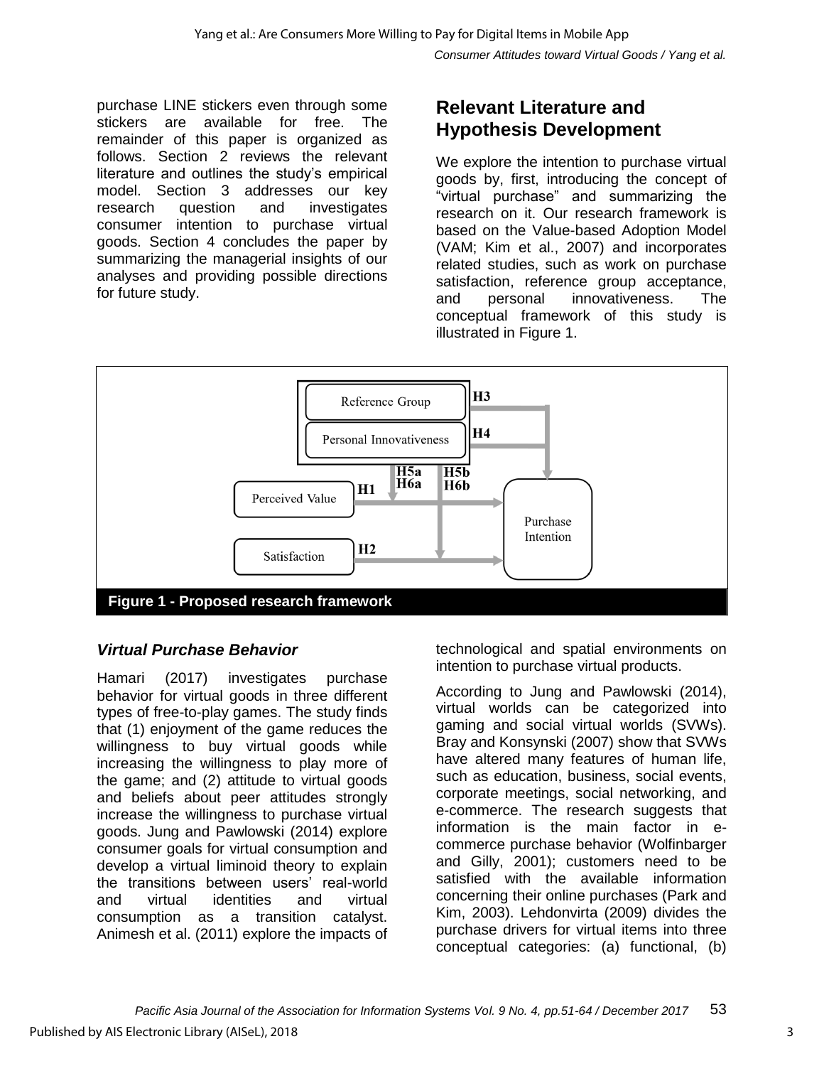purchase LINE stickers even through some stickers are available for free. The remainder of this paper is organized as follows. Section 2 reviews the relevant literature and outlines the study's empirical model. Section 3 addresses our key research question and investigates consumer intention to purchase virtual goods. Section 4 concludes the paper by summarizing the managerial insights of our analyses and providing possible directions for future study.

## Relevant Literature and Hypothesis Development

We explore the intention to purchase virtual goods by, first, introducing the concept of "virtual purchase" and summarizing the research on it. Our research framework is based on the Value-based Adoption Model (VAM; Kim et al., 2007) and incorporates related studies, such as work on purchase satisfaction, reference group acceptance, and personal innovativeness. The conceptual framework of this study is illustrated in Figure 1.

**Figure 1 - Proposed research framework**

### *Virtual Purchase Behavior*

Hamari (2017) investigates purchase behavior for virtual goods in three different types of free-to-play games. The study finds that (1) enjoyment of the game reduces the willingness to buy virtual goods while increasing the willingness to play more of the game; and (2) attitude to virtual goods and beliefs about peer attitudes strongly increase the willingness to purchase virtual goods. Jung and Pawlowski (2014) explore consumer goals for virtual consumption and develop a virtual liminoid theory to explain the transitions between users' real-world and virtual identities and virtual consumption as a transition catalyst. Animesh et al. (2011) explore the impacts of technological and spatial environments on intention to purchase virtual products.

According to Jung and Pawlowski (2014), virtual worlds can be categorized into gaming and social virtual worlds (SVWs). Bray and Konsynski (2007) show that SVWs have altered many features of human life, such as education, business, social events, corporate meetings, social networking, and e-commerce. The research suggests that information is the main factor in e-commerce purchase behavior (Wolfinbarger and Gilly, 2001); customers need to be satisfied with the available information concerning their online purchases (Park and Kim, 2003). Lehdonvirta (2009) divides the purchase drivers for virtual items into three conceptual categories: (a) functional, (b)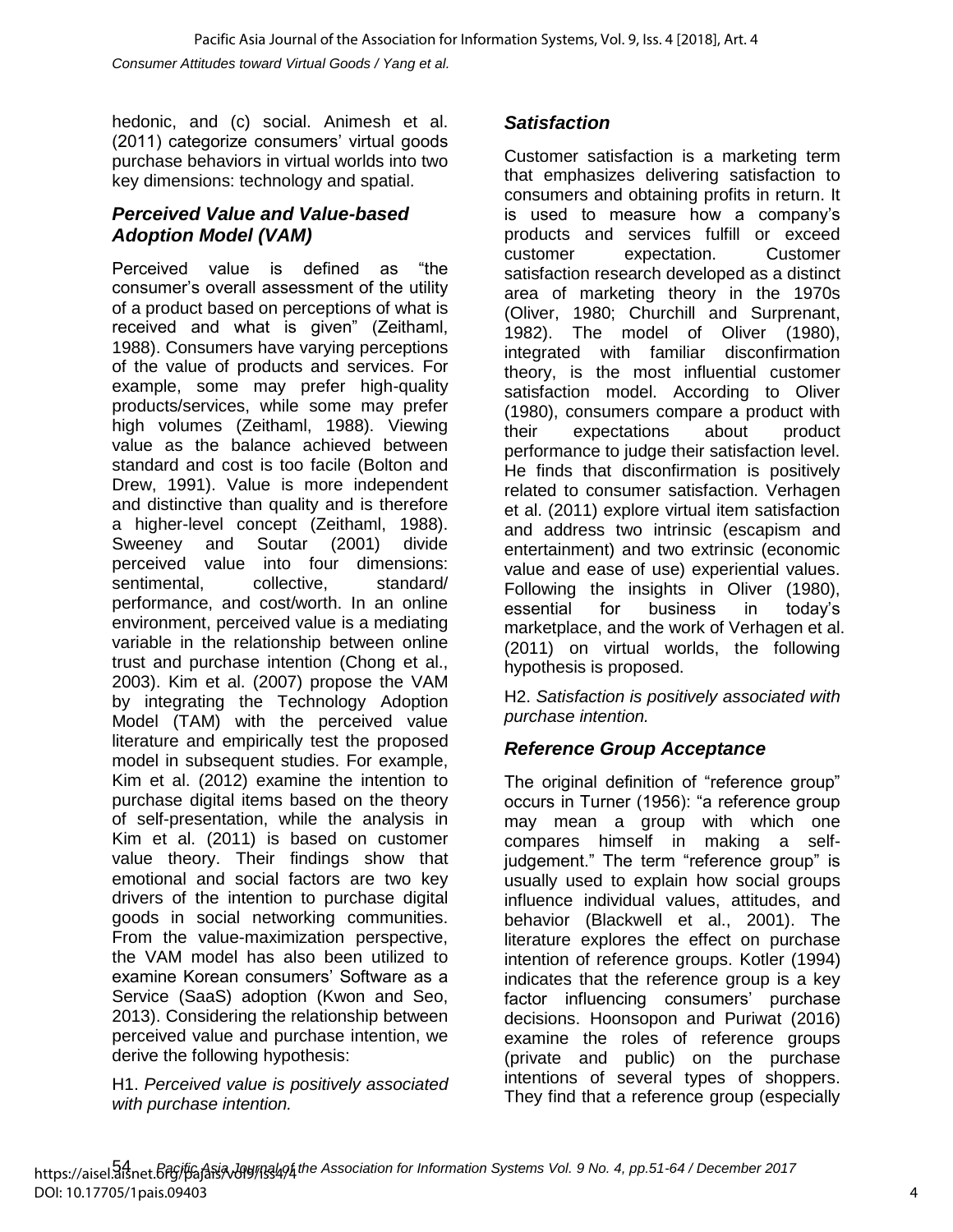hedonic, and (c) social. Animesh et al. (2011) categorize consumers' virtual goods purchase behaviors in virtual worlds into two key dimensions: technology and spatial.

### Perceived Value and Value-based Adoption Model (VAM)

Perceived value is defined as "the consumer's overall assessment of the utility of a product based on perceptions of what is received and what is given" (Zeithaml, 1988). Consumers have varying perceptions of the value of products and services. For example, some may prefer high-quality products/services, while some may prefer high volumes (Zeithaml, 1988). Viewing value as the balance achieved between standard and cost is too facile (Bolton and Drew, 1991). Value is more independent and distinctive than quality and is therefore a higher-level concept (Zeithaml, 1988). Sweeney and Soutar (2001) divide perceived value into four dimensions: sentimental, collective, standard/ performance, and cost/worth. In an online environment, perceived value is a mediating variable in the relationship between online trust and purchase intention (Chong et al., 2003). Kim et al. (2007) propose the VAM by integrating the Technology Adoption Model (TAM) with the perceived value literature and empirically test the proposed model in subsequent studies. For example, Kim et al. (2012) examine the intention to purchase digital items based on the theory of self-presentation, while the analysis in Kim et al. (2011) is based on customer value theory. Their findings show that emotional and social factors are two key drivers of the intention to purchase digital goods in social networking communities. From the value-maximization perspective, the VAM model has also been utilized to examine Korean consumers' Software as a Service (SaaS) adoption (Kwon and Seo, 2013). Considering the relationship between perceived value and purchase intention, we derive the following hypothesis:

H1. *Perceived value is positively associated with purchase intention.*

### Satisfaction

Customer satisfaction is a marketing term that emphasizes delivering satisfaction to consumers and obtaining profits in return. It is used to measure how a company's products and services fulfill or exceed customer expectation. Customer satisfaction research developed as a distinct area of marketing theory in the 1970s (Oliver, 1980; Churchill and Surprenant, 1982). The model of Oliver (1980), integrated with familiar disconfirmation theory, is the most influential customer satisfaction model. According to Oliver (1980), consumers compare a product with their expectations about product performance to judge their satisfaction level. He finds that disconfirmation is positively related to consumer satisfaction. Verhagen et al. (2011) explore virtual item satisfaction and address two intrinsic (escapism and entertainment) and two extrinsic (economic value and ease of use) experiential values. Following the insights in Oliver (1980), essential for business in today's marketplace, and the work of Verhagen et al. (2011) on virtual worlds, the following hypothesis is proposed.

H2. *Satisfaction is positively associated with purchase intention.*

### Reference Group Acceptance

The original definition of "reference group" occurs in Turner (1956): "a reference group may mean a group with which one compares himself in making a self-judgement." The term "reference group" is usually used to explain how social groups influence individual values, attitudes, and behavior (Blackwell et al., 2001). The literature explores the effect on purchase intention of reference groups. Kotler (1994) indicates that the reference group is a key factor influencing consumers' purchase decisions. Hoonsopon and Puriwat (2016) examine the roles of reference groups (private and public) on the purchase intentions of several types of shoppers. They find that a reference group (especially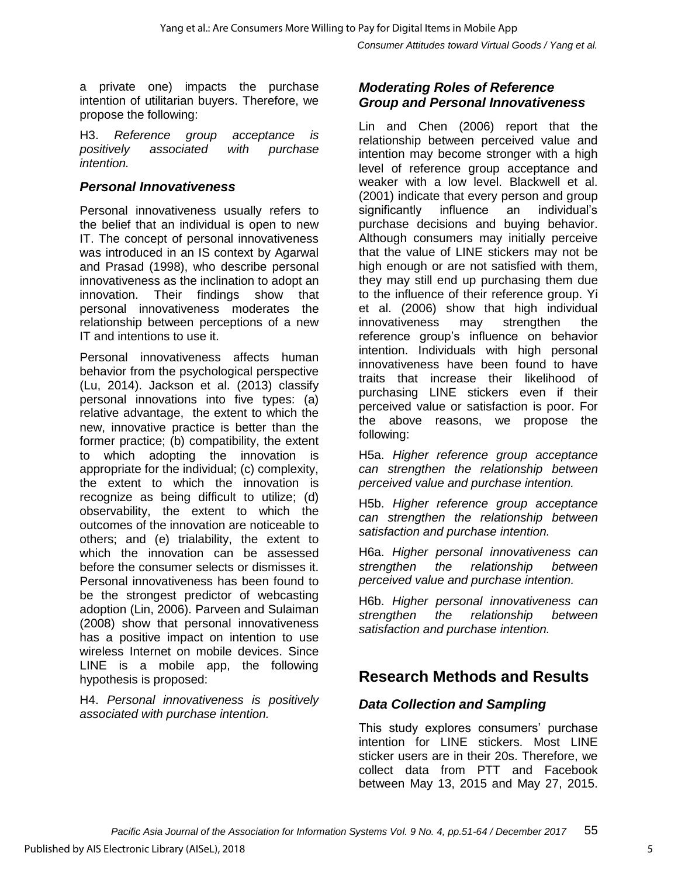a private one) impacts the purchase intention of utilitarian buyers. Therefore, we propose the following:

H3. *Reference group acceptance is positively associated with purchase intention.*

### *Personal Innovativeness*

Personal innovativeness usually refers to the belief that an individual is open to new IT. The concept of personal innovativeness was introduced in an IS context by Agarwal and Prasad (1998), who describe personal innovativeness as the inclination to adopt an innovation. Their findings show that personal innovativeness moderates the relationship between perceptions of a new IT and intentions to use it.

Personal innovativeness affects human behavior from the psychological perspective (Lu, 2014). Jackson et al. (2013) classify personal innovations into five types: (a) relative advantage, the extent to which the new, innovative practice is better than the former practice; (b) compatibility, the extent to which adopting the innovation is appropriate for the individual; (c) complexity, the extent to which the innovation is recognize as being difficult to utilize; (d) observability, the extent to which the outcomes of the innovation are noticeable to others; and (e) trialability, the extent to which the innovation can be assessed before the consumer selects or dismisses it. Personal innovativeness has been found to be the strongest predictor of webcasting adoption (Lin, 2006). Parveen and Sulaiman (2008) show that personal innovativeness has a positive impact on intention to use wireless Internet on mobile devices. Since LINE is a mobile app, the following hypothesis is proposed:

H4. *Personal innovativeness is positively associated with purchase intention.*

### *Moderating Roles of Reference Group and Personal Innovativeness*

Lin and Chen (2006) report that the relationship between perceived value and intention may become stronger with a high level of reference group acceptance and weaker with a low level. Blackwell et al. (2001) indicate that every person and group significantly influence an individual's purchase decisions and buying behavior. Although consumers may initially perceive that the value of LINE stickers may not be high enough or are not satisfied with them, they may still end up purchasing them due to the influence of their reference group. Yi et al. (2006) show that high individual innovativeness may strengthen the reference group's influence on behavior intention. Individuals with high personal innovativeness have been found to have traits that increase their likelihood of purchasing LINE stickers even if their perceived value or satisfaction is poor. For the above reasons, we propose the following:

H5a. *Higher reference group acceptance can strengthen the relationship between perceived value and purchase intention.*

H5b. *Higher reference group acceptance can strengthen the relationship between satisfaction and purchase intention.*

H6a. *Higher personal innovativeness can strengthen the relationship between perceived value and purchase intention.*

H6b. *Higher personal innovativeness can strengthen the relationship between satisfaction and purchase intention.*

## Research Methods and Results

### *Data Collection and Sampling*

This study explores consumers' purchase intention for LINE stickers. Most LINE sticker users are in their 20s. Therefore, we collect data from PTT and Facebook between May 13, 2015 and May 27, 2015.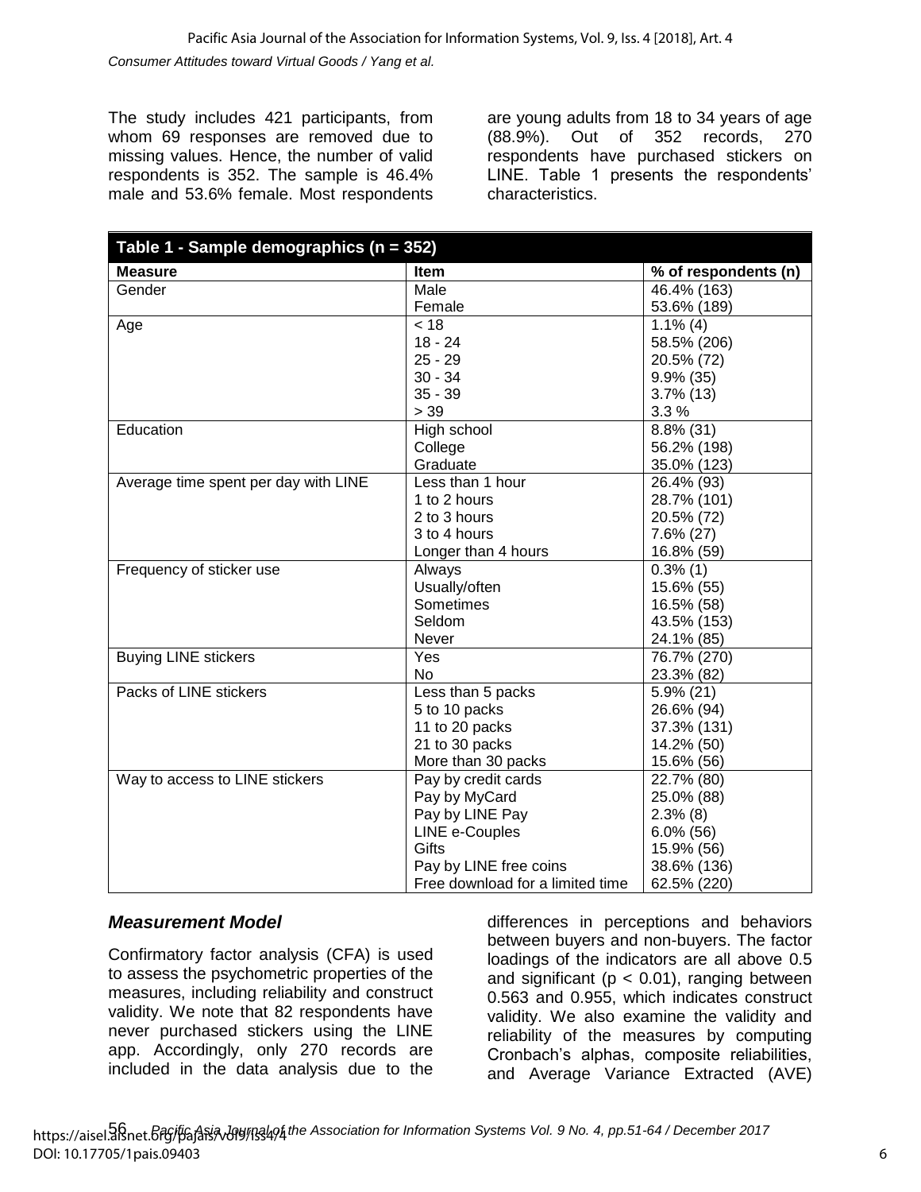The study includes 421 participants, from whom 69 responses are removed due to missing values. Hence, the number of valid respondents is 352. The sample is 46.4% male and 53.6% female. Most respondents are young adults from 18 to 34 years of age (88.9%). Out of 352 records, 270 respondents have purchased stickers on LINE. Table 1 presents the respondents' characteristics.

**Table 1 - Sample demographics (n = 352)**

| Measure | Item | % of respondents (n) |
|---|---|---|
| Gender | Male | 46.4% (163) |
| | Female | 53.6% (189) |
| Age | < 18 | 1.1% (4) |
| | 18 - 24 | 58.5% (206) |
| | 25 - 29 | 20.5% (72) |
| | 30 - 34 | 9.9% (35) |
| | 35 - 39 | 3.7% (13) |
| | > 39 | 3.3 % |
| Education | High school | 8.8% (31) |
| | College | 56.2% (198) |
| | Graduate | 35.0% (123) |
| Average time spent per day with LINE | Less than 1 hour | 26.4% (93) |
| | 1 to 2 hours | 28.7% (101) |
| | 2 to 3 hours | 20.5% (72) |
| | 3 to 4 hours | 7.6% (27) |
| | Longer than 4 hours | 16.8% (59) |
| Frequency of sticker use | Always | 0.3% (1) |
| | Usually/often | 15.6% (55) |
| | Sometimes | 16.5% (58) |
| | Seldom | 43.5% (153) |
| | Never | 24.1% (85) |
| Buying LINE stickers | Yes | 76.7% (270) |
| | No | 23.3% (82) |
| Packs of LINE stickers | Less than 5 packs | 5.9% (21) |
| | 5 to 10 packs | 26.6% (94) |
| | 11 to 20 packs | 37.3% (131) |
| | 21 to 30 packs | 14.2% (50) |
| | More than 30 packs | 15.6% (56) |
| Way to access to LINE stickers | Pay by credit cards | 22.7% (80) |
| | Pay by MyCard | 25.0% (88) |
| | Pay by LINE Pay | 2.3% (8) |
| | LINE e-Couples | 6.0% (56) |
| | Gifts | 15.9% (56) |
| | Pay by LINE free coins | 38.6% (136) |
| | Free download for a limited time | 62.5% (220) |

### *Measurement Model*

Confirmatory factor analysis (CFA) is used to assess the psychometric properties of the measures, including reliability and construct validity. We note that 82 respondents have never purchased stickers using the LINE app. Accordingly, only 270 records are included in the data analysis due to the differences in perceptions and behaviors between buyers and non-buyers. The factor loadings of the indicators are all above 0.5 and significant ($p < 0.01$), ranging between 0.563 and 0.955, which indicates construct validity. We also examine the validity and reliability of the measures by computing Cronbach's alphas, composite reliabilities, and Average Variance Extracted (AVE)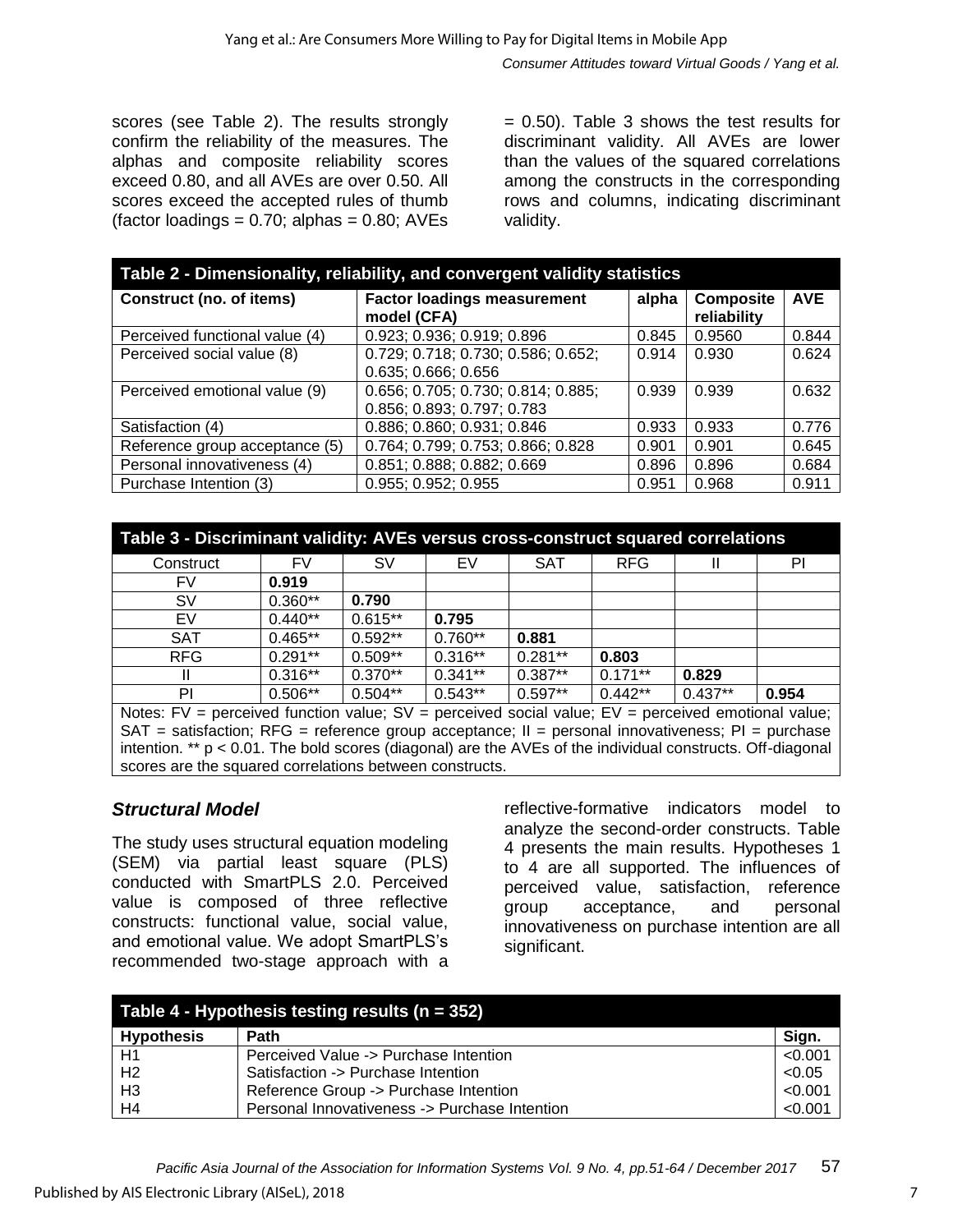scores (see Table 2). The results strongly confirm the reliability of the measures. The alphas and composite reliability scores exceed 0.80, and all AVEs are over 0.50. All scores exceed the accepted rules of thumb (factor loadings = 0.70; alphas = 0.80; AVEs = 0.50). Table 3 shows the test results for discriminant validity. All AVEs are lower than the values of the squared correlations among the constructs in the corresponding rows and columns, indicating discriminant validity.

**Table 2 - Dimensionality, reliability, and convergent validity statistics**

| Construct (no. of items) | Factor loadings measurement model (CFA) | alpha | Composite reliability | AVE |
|---|---|---|---|---|
| Perceived functional value (4) | 0.923; 0.936; 0.919; 0.896 | 0.845 | 0.9560 | 0.844 |
| Perceived social value (8) | 0.729; 0.718; 0.730; 0.586; 0.652; 0.635; 0.666; 0.656 | 0.914 | 0.930 | 0.624 |
| Perceived emotional value (9) | 0.656; 0.705; 0.730; 0.814; 0.885; 0.856; 0.893; 0.797; 0.783 | 0.939 | 0.939 | 0.632 |
| Satisfaction (4) | 0.886; 0.860; 0.931; 0.846 | 0.933 | 0.933 | 0.776 |
| Reference group acceptance (5) | 0.764; 0.799; 0.753; 0.866; 0.828 | 0.901 | 0.901 | 0.645 |
| Personal innovativeness (4) | 0.851; 0.888; 0.882; 0.669 | 0.896 | 0.896 | 0.684 |
| Purchase Intention (3) | 0.955; 0.952; 0.955 | 0.951 | 0.968 | 0.911 |

**Table 3 - Discriminant validity: AVEs versus cross-construct squared correlations**

| Construct | FV | SV | EV | SAT | RFG | II | PI |
|---|---|---|---|---|---|---|---|
| FV | **0.919** | | | | | | |
| SV | 0.360** | **0.790** | | | | | |
| EV | 0.440** | 0.615** | **0.795** | | | | |
| SAT | 0.465** | 0.592** | 0.760** | **0.881** | | | |
| RFG | 0.291** | 0.509** | 0.316** | 0.281** | **0.803** | | |
| II | 0.316** | 0.370** | 0.341** | 0.387** | 0.171** | **0.829** | |
| PI | 0.506** | 0.504** | 0.543** | 0.597** | 0.442** | 0.437** | **0.954** |

Notes: FV = perceived function value; SV = perceived social value; EV = perceived emotional value; SAT = satisfaction; RFG = reference group acceptance; II = personal innovativeness; PI = purchase intention. ** $p < 0.01$. The bold scores (diagonal) are the AVEs of the individual constructs. Off-diagonal scores are the squared correlations between constructs.

### *Structural Model*

The study uses structural equation modeling (SEM) via partial least square (PLS) conducted with SmartPLS 2.0. Perceived value is composed of three reflective constructs: functional value, social value, and emotional value. We adopt SmartPLS's recommended two-stage approach with a reflective-formative indicators model to analyze the second-order constructs. Table 4 presents the main results. Hypotheses 1 to 4 are all supported. The influences of perceived value, satisfaction, reference group acceptance, and personal innovativeness on purchase intention are all significant.

**Table 4 - Hypothesis testing results (n = 352)**

| Hypothesis | Path | Sign. |
|---|---|---|
| H1 | Perceived Value -> Purchase Intention | <0.001 |
| H2 | Satisfaction -> Purchase Intention | <0.05 |
| H3 | Reference Group -> Purchase Intention | <0.001 |
| H4 | Personal Innovativeness -> Purchase Intention | <0.001 |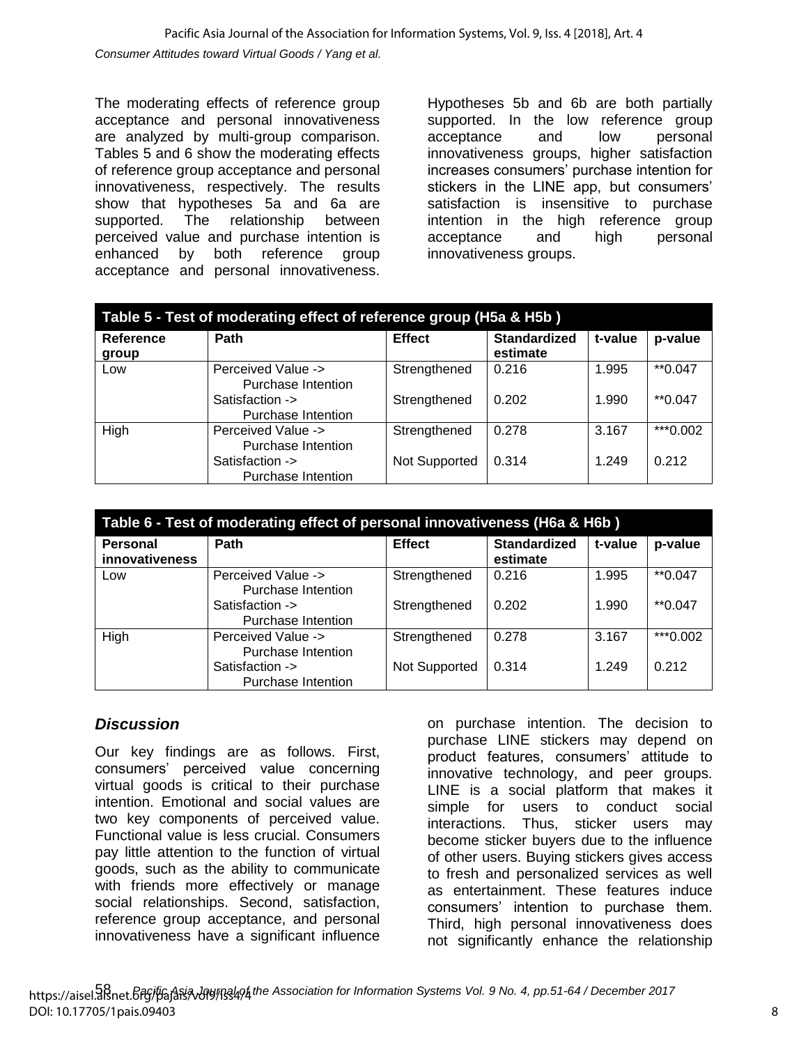The moderating effects of reference group acceptance and personal innovativeness are analyzed by multi-group comparison. Tables 5 and 6 show the moderating effects of reference group acceptance and personal innovativeness, respectively. The results show that hypotheses 5a and 6a are supported. The relationship between perceived value and purchase intention is enhanced by both reference group acceptance and personal innovativeness. Hypotheses 5b and 6b are both partially supported. In the low reference group acceptance and low personal innovativeness groups, higher satisfaction increases consumers' purchase intention for stickers in the LINE app, but consumers' satisfaction is insensitive to purchase intention in the high reference group acceptance and high personal innovativeness groups.

**Table 5 - Test of moderating effect of reference group (H5a & H5b )**

| Reference group | Path | Effect | Standardized estimate | t-value | p-value |
|---|---|---|---|---|---|
| Low | Perceived Value -> Purchase Intention | Strengthened | 0.216 | 1.995 | **0.047 |
| | Satisfaction -> Purchase Intention | Strengthened | 0.202 | 1.990 | **0.047 |
| High | Perceived Value -> Purchase Intention | Strengthened | 0.278 | 3.167 | ***0.002 |
| | Satisfaction -> Purchase Intention | Not Supported | 0.314 | 1.249 | 0.212 |

**Table 6 - Test of moderating effect of personal innovativeness (H6a & H6b )**

| Personal innovativeness | Path | Effect | Standardized estimate | t-value | p-value |
|---|---|---|---|---|---|
| Low | Perceived Value -> Purchase Intention | Strengthened | 0.216 | 1.995 | **0.047 |
| | Satisfaction -> Purchase Intention | Strengthened | 0.202 | 1.990 | **0.047 |
| High | Perceived Value -> Purchase Intention | Strengthened | 0.278 | 3.167 | ***0.002 |
| | Satisfaction -> Purchase Intention | Not Supported | 0.314 | 1.249 | 0.212 |

## *Discussion*

Our key findings are as follows. First, consumers' perceived value concerning virtual goods is critical to their purchase intention. Emotional and social values are two key components of perceived value. Functional value is less crucial. Consumers pay little attention to the function of virtual goods, such as the ability to communicate with friends more effectively or manage social relationships. Second, satisfaction, reference group acceptance, and personal innovativeness have a significant influence on purchase intention. The decision to purchase LINE stickers may depend on product features, consumers' attitude to innovative technology, and peer groups. LINE is a social platform that makes it simple for users to conduct social interactions. Thus, sticker users may become sticker buyers due to the influence of other users. Buying stickers gives access to fresh and personalized services as well as entertainment. These features induce consumers' intention to purchase them. Third, high personal innovativeness does not significantly enhance the relationship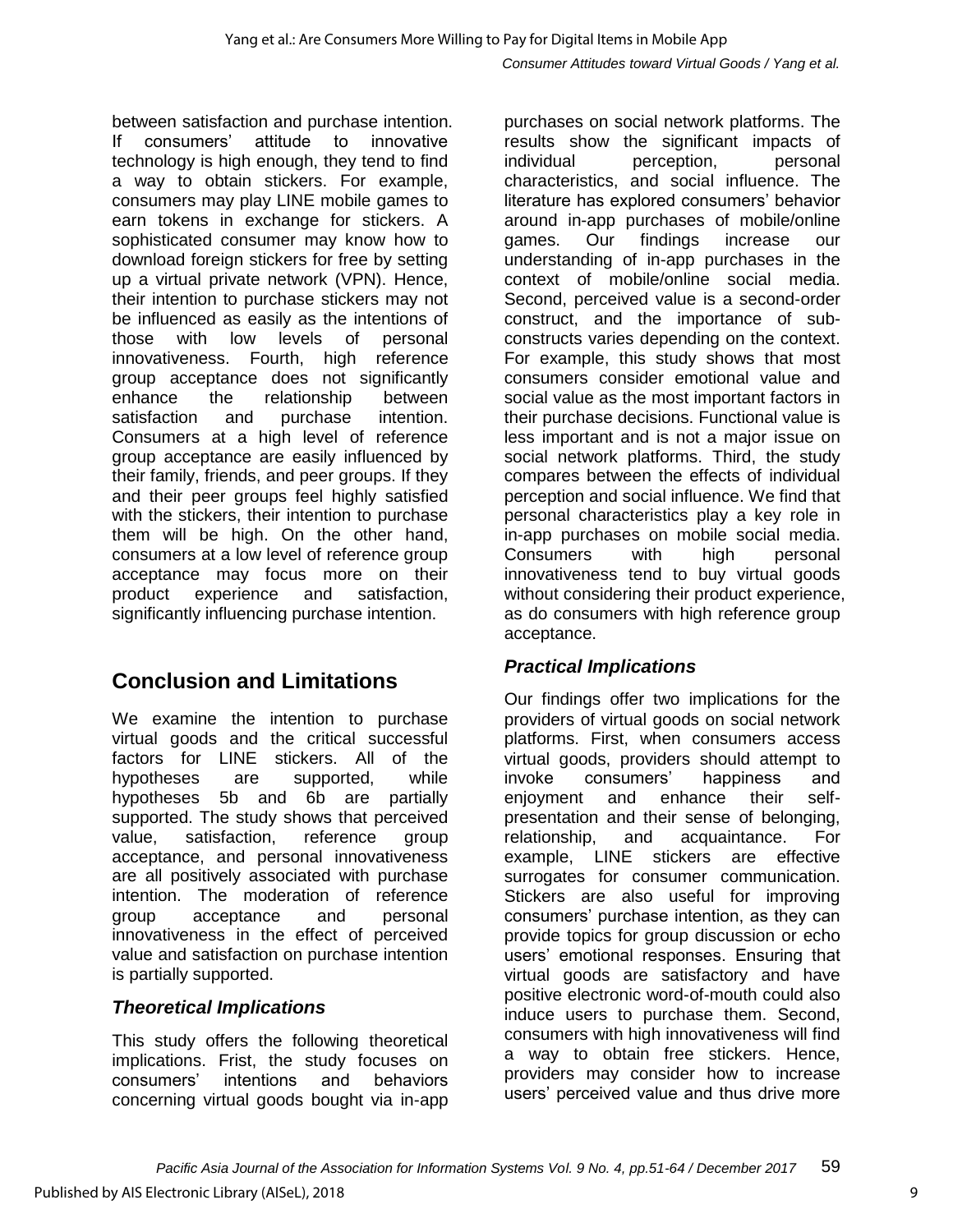between satisfaction and purchase intention. If consumers' attitude to innovative technology is high enough, they tend to find a way to obtain stickers. For example, consumers may play LINE mobile games to earn tokens in exchange for stickers. A sophisticated consumer may know how to download foreign stickers for free by setting up a virtual private network (VPN). Hence, their intention to purchase stickers may not be influenced as easily as the intentions of those with low levels of personal innovativeness. Fourth, high reference group acceptance does not significantly enhance the relationship between satisfaction and purchase intention. Consumers at a high level of reference group acceptance are easily influenced by their family, friends, and peer groups. If they and their peer groups feel highly satisfied with the stickers, their intention to purchase them will be high. On the other hand, consumers at a low level of reference group acceptance may focus more on their product experience and satisfaction, significantly influencing purchase intention.

## Conclusion and Limitations

We examine the intention to purchase virtual goods and the critical successful factors for LINE stickers. All of the hypotheses are supported, while hypotheses 5b and 6b are partially supported. The study shows that perceived value, satisfaction, reference group acceptance, and personal innovativeness are all positively associated with purchase intention. The moderation of reference group acceptance and personal innovativeness in the effect of perceived value and satisfaction on purchase intention is partially supported.

### *Theoretical Implications*

This study offers the following theoretical implications. Frist, the study focuses on consumers' intentions and behaviors concerning virtual goods bought via in-app purchases on social network platforms. The results show the significant impacts of individual perception, personal characteristics, and social influence. The literature has explored consumers' behavior around in-app purchases of mobile/online games. Our findings increase our understanding of in-app purchases in the context of mobile/online social media. Second, perceived value is a second-order construct, and the importance of sub-constructs varies depending on the context. For example, this study shows that most consumers consider emotional value and social value as the most important factors in their purchase decisions. Functional value is less important and is not a major issue on social network platforms. Third, the study compares between the effects of individual perception and social influence. We find that personal characteristics play a key role in in-app purchases on mobile social media. Consumers with high personal innovativeness tend to buy virtual goods without considering their product experience, as do consumers with high reference group acceptance.

### *Practical Implications*

Our findings offer two implications for the providers of virtual goods on social network platforms. First, when consumers access virtual goods, providers should attempt to invoke consumers' happiness and enjoyment and enhance their self-presentation and their sense of belonging, relationship, and acquaintance. For example, LINE stickers are effective surrogates for consumer communication. Stickers are also useful for improving consumers' purchase intention, as they can provide topics for group discussion or echo users' emotional responses. Ensuring that virtual goods are satisfactory and have positive electronic word-of-mouth could also induce users to purchase them. Second, consumers with high innovativeness will find a way to obtain free stickers. Hence, providers may consider how to increase users' perceived value and thus drive more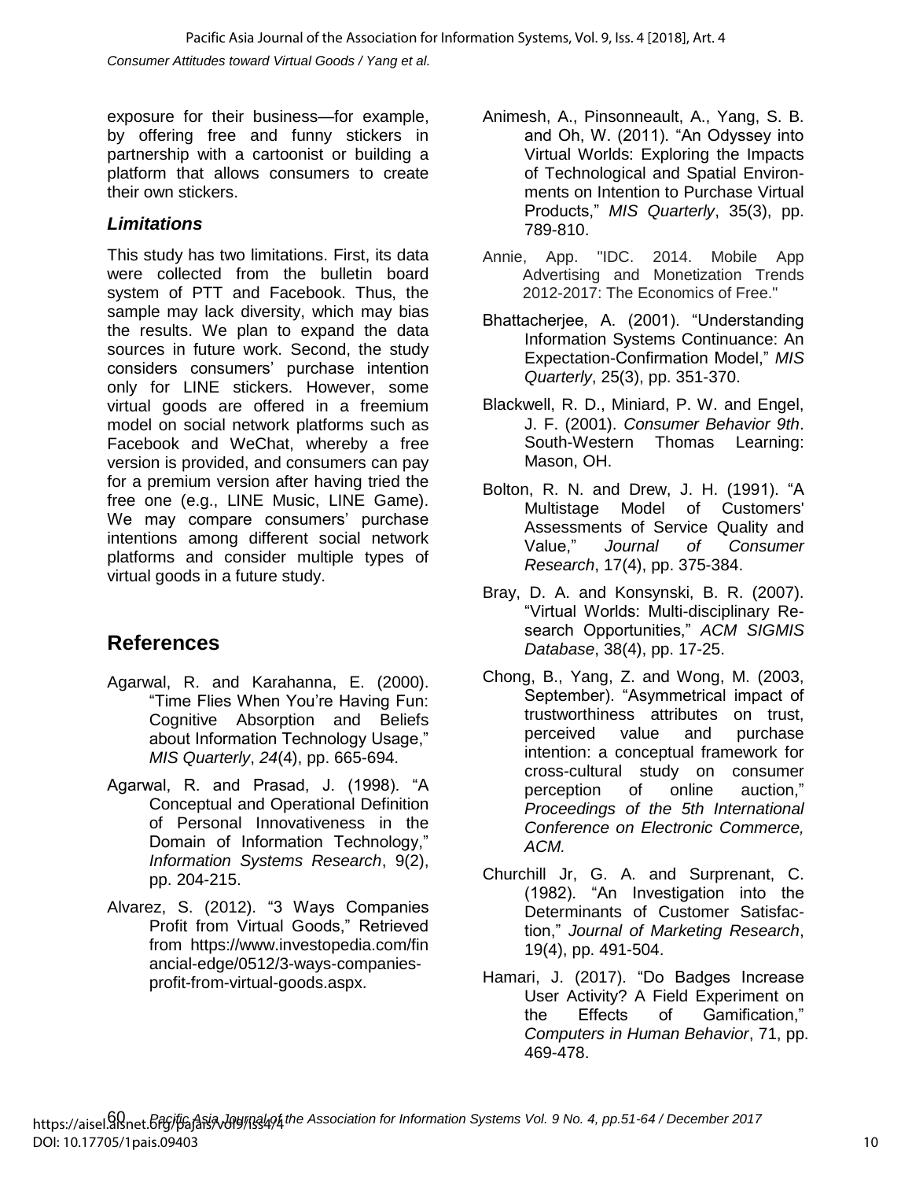exposure for their business—for example, by offering free and funny stickers in partnership with a cartoonist or building a platform that allows consumers to create their own stickers.

### *Limitations*

This study has two limitations. First, its data were collected from the bulletin board system of PTT and Facebook. Thus, the sample may lack diversity, which may bias the results. We plan to expand the data sources in future work. Second, the study considers consumers' purchase intention only for LINE stickers. However, some virtual goods are offered in a freemium model on social network platforms such as Facebook and WeChat, whereby a free version is provided, and consumers can pay for a premium version after having tried the free one (e.g., LINE Music, LINE Game). We may compare consumers' purchase intentions among different social network platforms and consider multiple types of virtual goods in a future study.

## References

Agarwal, R. and Karahanna, E. (2000). "Time Flies When You're Having Fun: Cognitive Absorption and Beliefs about Information Technology Usage," *MIS Quarterly*, *24*(4), pp. 665-694.

Agarwal, R. and Prasad, J. (1998). "A Conceptual and Operational Definition of Personal Innovativeness in the Domain of Information Technology," *Information Systems Research*, 9(2), pp. 204-215.

Alvarez, S. (2012). "3 Ways Companies Profit from Virtual Goods," Retrieved from https://www.investopedia.com/financial-edge/0512/3-ways-companies-profit-from-virtual-goods.aspx.

Animesh, A., Pinsonneault, A., Yang, S. B. and Oh, W. (2011). "An Odyssey into Virtual Worlds: Exploring the Impacts of Technological and Spatial Environments on Intention to Purchase Virtual Products," *MIS Quarterly*, 35(3), pp. 789-810.

Annie, App. "IDC. 2014. Mobile App Advertising and Monetization Trends 2012-2017: The Economics of Free."

Bhattacherjee, A. (2001). "Understanding Information Systems Continuance: An Expectation-Confirmation Model," *MIS Quarterly*, 25(3), pp. 351-370.

Blackwell, R. D., Miniard, P. W. and Engel, J. F. (2001). *Consumer Behavior 9th*. South-Western Thomas Learning: Mason, OH.

Bolton, R. N. and Drew, J. H. (1991). "A Multistage Model of Customers' Assessments of Service Quality and Value," *Journal of Consumer Research*, 17(4), pp. 375-384.

Bray, D. A. and Konsynski, B. R. (2007). "Virtual Worlds: Multi-disciplinary Research Opportunities," *ACM SIGMIS Database*, 38(4), pp. 17-25.

Chong, B., Yang, Z. and Wong, M. (2003, September). "Asymmetrical impact of trustworthiness attributes on trust, perceived value and purchase intention: a conceptual framework for cross-cultural study on consumer perception of online auction," *Proceedings of the 5th International Conference on Electronic Commerce, ACM.*

Churchill Jr, G. A. and Surprenant, C. (1982). "An Investigation into the Determinants of Customer Satisfaction," *Journal of Marketing Research*, 19(4), pp. 491-504.

Hamari, J. (2017). "Do Badges Increase User Activity? A Field Experiment on the Effects of Gamification," *Computers in Human Behavior*, 71, pp. 469-478.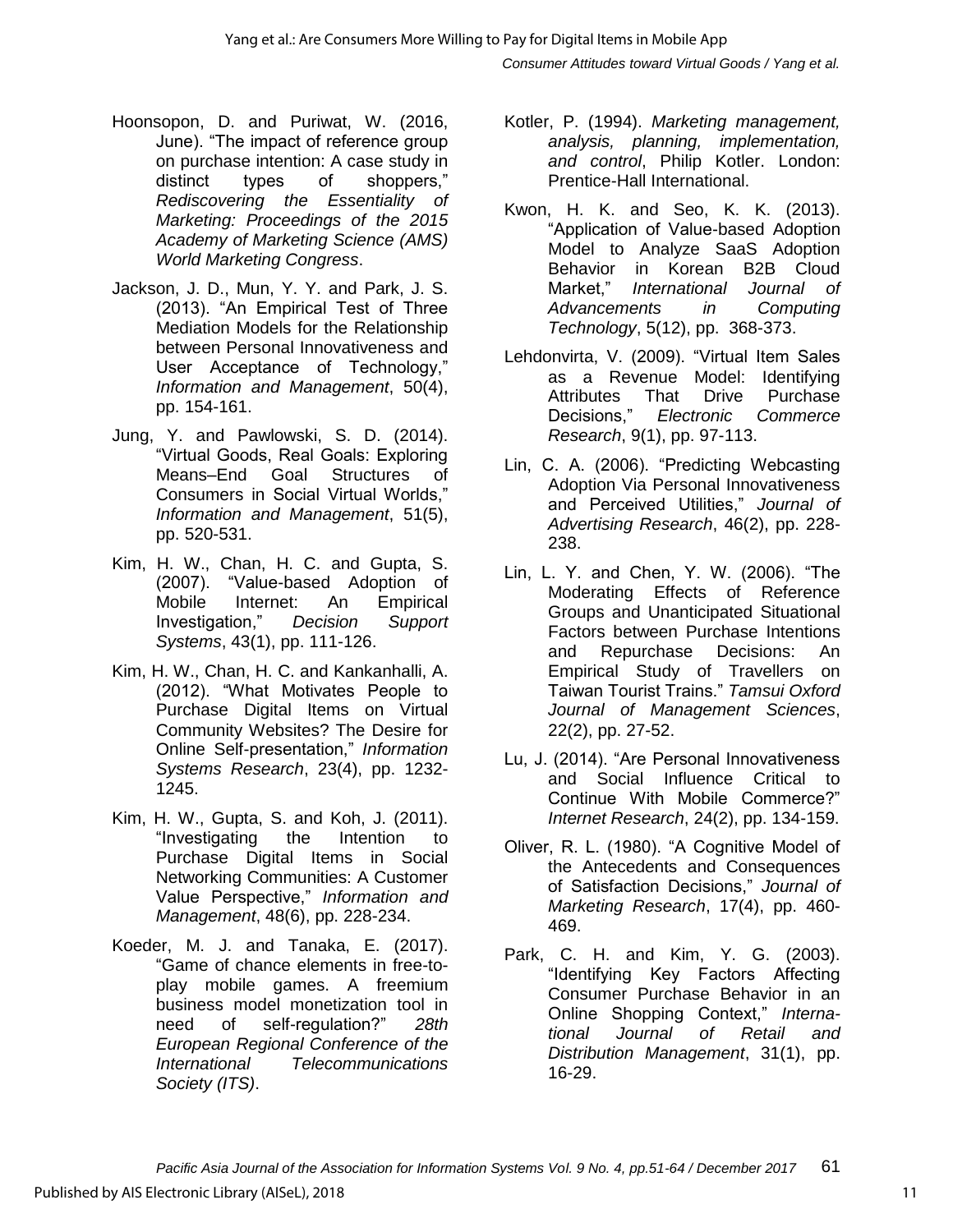Hoonsopon, D. and Puriwat, W. (2016, June). "The impact of reference group on purchase intention: A case study in distinct types of shoppers," *Rediscovering the Essentiality of Marketing: Proceedings of the 2015 Academy of Marketing Science (AMS) World Marketing Congress*.

Jackson, J. D., Mun, Y. Y. and Park, J. S. (2013). "An Empirical Test of Three Mediation Models for the Relationship between Personal Innovativeness and User Acceptance of Technology," *Information and Management*, 50(4), pp. 154-161.

Jung, Y. and Pawlowski, S. D. (2014). "Virtual Goods, Real Goals: Exploring Means–End Goal Structures of Consumers in Social Virtual Worlds," *Information and Management*, 51(5), pp. 520-531.

Kim, H. W., Chan, H. C. and Gupta, S. (2007). "Value-based Adoption of Mobile Internet: An Empirical Investigation," *Decision Support Systems*, 43(1), pp. 111-126.

Kim, H. W., Chan, H. C. and Kankanhalli, A. (2012). "What Motivates People to Purchase Digital Items on Virtual Community Websites? The Desire for Online Self-presentation," *Information Systems Research*, 23(4), pp. 1232-1245.

Kim, H. W., Gupta, S. and Koh, J. (2011). "Investigating the Intention to Purchase Digital Items in Social Networking Communities: A Customer Value Perspective," *Information and Management*, 48(6), pp. 228-234.

Koeder, M. J. and Tanaka, E. (2017). "Game of chance elements in free-to-play mobile games. A freemium business model monetization tool in need of self-regulation?" *28th European Regional Conference of the International Telecommunications Society (ITS)*.

Kotler, P. (1994). *Marketing management, analysis, planning, implementation, and control*, Philip Kotler. London: Prentice-Hall International.

Kwon, H. K. and Seo, K. K. (2013). "Application of Value-based Adoption Model to Analyze SaaS Adoption Behavior in Korean B2B Cloud Market," *International Journal of Advancements in Computing Technology*, 5(12), pp. 368-373.

Lehdonvirta, V. (2009). "Virtual Item Sales as a Revenue Model: Identifying Attributes That Drive Purchase Decisions," *Electronic Commerce Research*, 9(1), pp. 97-113.

Lin, C. A. (2006). "Predicting Webcasting Adoption Via Personal Innovativeness and Perceived Utilities," *Journal of Advertising Research*, 46(2), pp. 228-238.

Lin, L. Y. and Chen, Y. W. (2006). "The Moderating Effects of Reference Groups and Unanticipated Situational Factors between Purchase Intentions and Repurchase Decisions: An Empirical Study of Travellers on Taiwan Tourist Trains." *Tamsui Oxford Journal of Management Sciences*, 22(2), pp. 27-52.

Lu, J. (2014). "Are Personal Innovativeness and Social Influence Critical to Continue With Mobile Commerce?" *Internet Research*, 24(2), pp. 134-159.

Oliver, R. L. (1980). "A Cognitive Model of the Antecedents and Consequences of Satisfaction Decisions," *Journal of Marketing Research*, 17(4), pp. 460-469.

Park, C. H. and Kim, Y. G. (2003). "Identifying Key Factors Affecting Consumer Purchase Behavior in an Online Shopping Context," *International Journal of Retail and Distribution Management*, 31(1), pp. 16-29.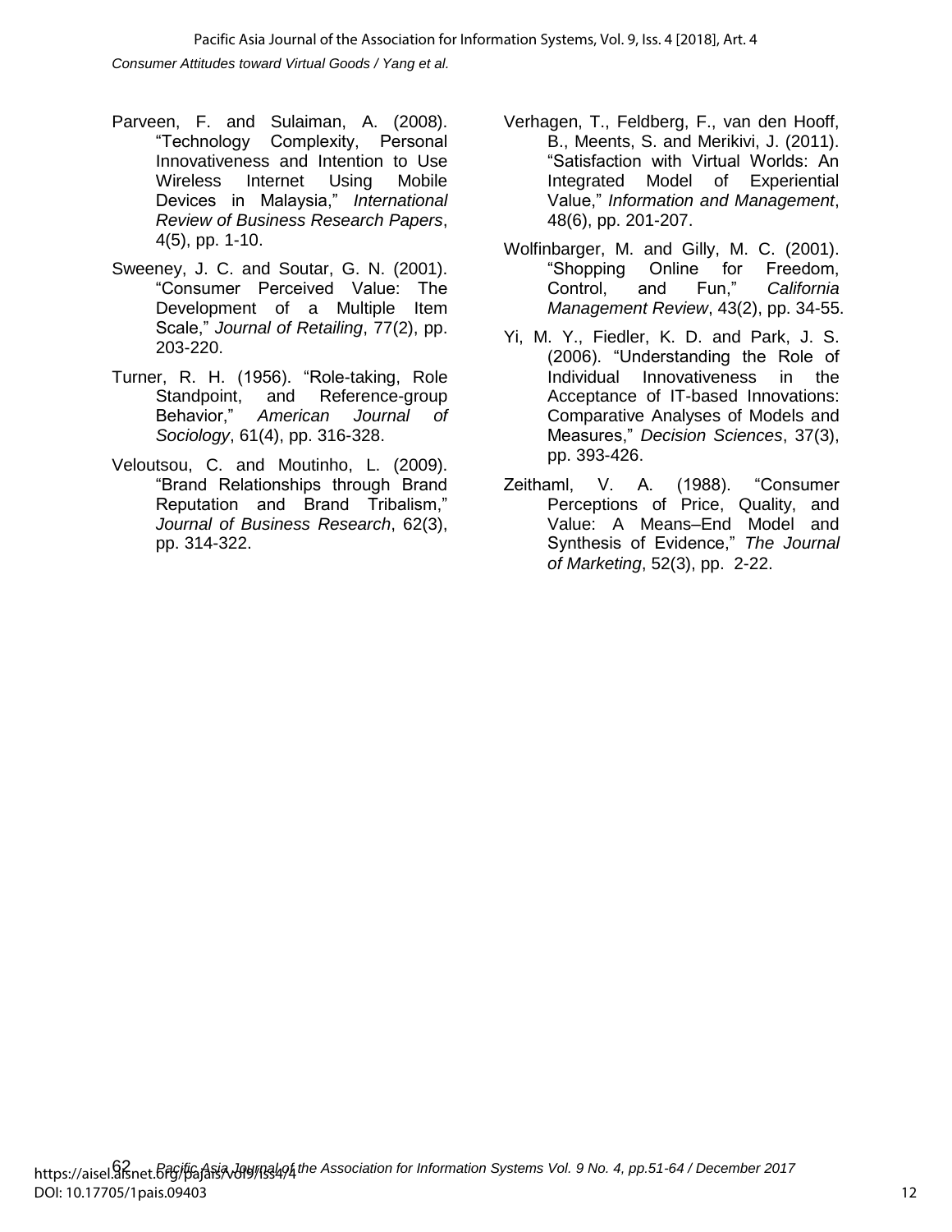Parveen, F. and Sulaiman, A. (2008). "Technology Complexity, Personal Innovativeness and Intention to Use Wireless Internet Using Mobile Devices in Malaysia," *International Review of Business Research Papers*, 4(5), pp. 1-10.

Sweeney, J. C. and Soutar, G. N. (2001). "Consumer Perceived Value: The Development of a Multiple Item Scale," *Journal of Retailing*, 77(2), pp. 203-220.

Turner, R. H. (1956). "Role-taking, Role Standpoint, and Reference-group Behavior," *American Journal of Sociology*, 61(4), pp. 316-328.

Veloutsou, C. and Moutinho, L. (2009). "Brand Relationships through Brand Reputation and Brand Tribalism," *Journal of Business Research*, 62(3), pp. 314-322.

Verhagen, T., Feldberg, F., van den Hooff, B., Meents, S. and Merikivi, J. (2011). "Satisfaction with Virtual Worlds: An Integrated Model of Experiential Value," *Information and Management*, 48(6), pp. 201-207.

Wolfinbarger, M. and Gilly, M. C. (2001). "Shopping Online for Freedom, Control, and Fun," *California Management Review*, 43(2), pp. 34-55.

Yi, M. Y., Fiedler, K. D. and Park, J. S. (2006). "Understanding the Role of Individual Innovativeness in the Acceptance of IT-based Innovations: Comparative Analyses of Models and Measures," *Decision Sciences*, 37(3), pp. 393-426.

Zeithaml, V. A. (1988). "Consumer Perceptions of Price, Quality, and Value: A Means–End Model and Synthesis of Evidence," *The Journal of Marketing*, 52(3), pp. 2-22.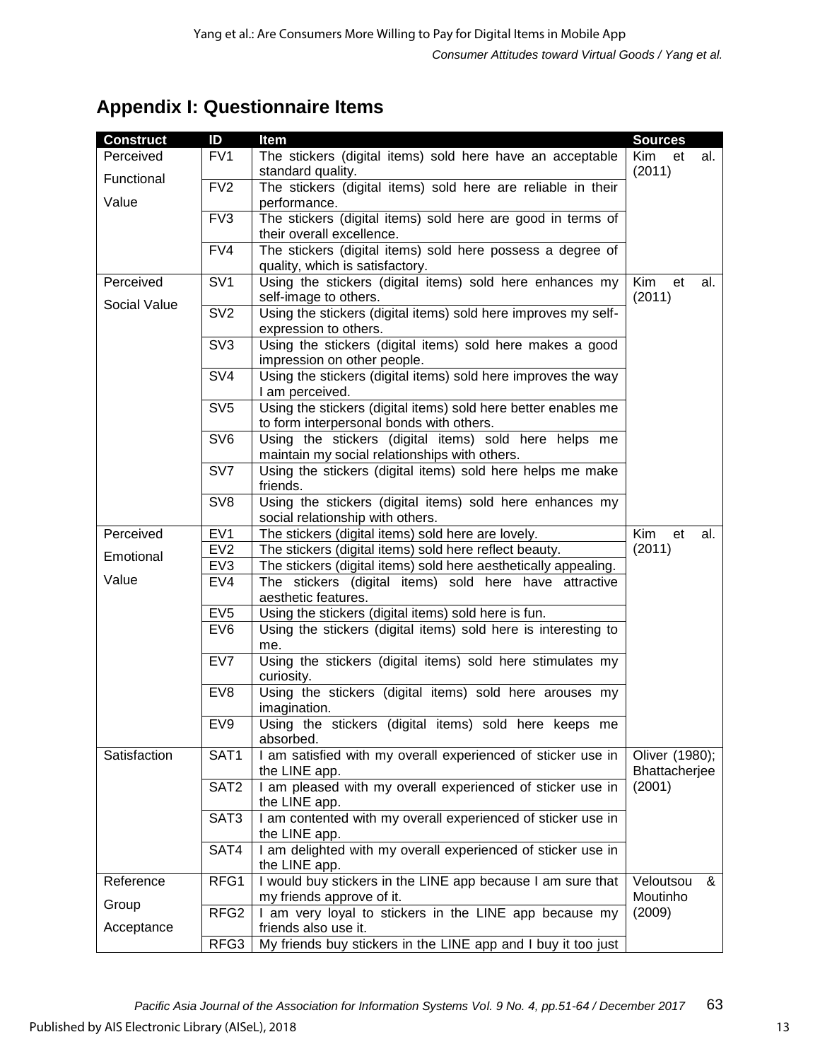## Appendix I: Questionnaire Items

| Construct | ID | Item | Sources |
|---|---|---|---|
| Perceived Functional Value | FV1 | The stickers (digital items) sold here have an acceptable standard quality. | Kim et al. (2011) |
| | FV2 | The stickers (digital items) sold here are reliable in their performance. | |
| | FV3 | The stickers (digital items) sold here are good in terms of their overall excellence. | |
| | FV4 | The stickers (digital items) sold here possess a degree of quality, which is satisfactory. | |
| Perceived Social Value | SV1 | Using the stickers (digital items) sold here enhances my self-image to others. | Kim et al. (2011) |
| | SV2 | Using the stickers (digital items) sold here improves my self-expression to others. | |
| | SV3 | Using the stickers (digital items) sold here makes a good impression on other people. | |
| | SV4 | Using the stickers (digital items) sold here improves the way I am perceived. | |
| | SV5 | Using the stickers (digital items) sold here better enables me to form interpersonal bonds with others. | |
| | SV6 | Using the stickers (digital items) sold here helps me maintain my social relationships with others. | |
| | SV7 | Using the stickers (digital items) sold here helps me make friends. | |
| | SV8 | Using the stickers (digital items) sold here enhances my social relationship with others. | |
| Perceived Emotional Value | EV1 | The stickers (digital items) sold here are lovely. | Kim et al. (2011) |
| | EV2 | The stickers (digital items) sold here reflect beauty. | |
| | EV3 | The stickers (digital items) sold here aesthetically appealing. | |
| | EV4 | The stickers (digital items) sold here have attractive aesthetic features. | |
| | EV5 | Using the stickers (digital items) sold here is fun. | |
| | EV6 | Using the stickers (digital items) sold here is interesting to me. | |
| | EV7 | Using the stickers (digital items) sold here stimulates my curiosity. | |
| | EV8 | Using the stickers (digital items) sold here arouses my imagination. | |
| | EV9 | Using the stickers (digital items) sold here keeps me absorbed. | |
| Satisfaction | SAT1 | I am satisfied with my overall experienced of sticker use in the LINE app. | Oliver (1980); Bhattacherjee (2001) |
| | SAT2 | I am pleased with my overall experienced of sticker use in the LINE app. | |
| | SAT3 | I am contented with my overall experienced of sticker use in the LINE app. | |
| | SAT4 | I am delighted with my overall experienced of sticker use in the LINE app. | |
| Reference Group Acceptance | RFG1 | I would buy stickers in the LINE app because I am sure that my friends approve of it. | Veloutsou & Moutinho (2009) |
| | RFG2 | I am very loyal to stickers in the LINE app because my friends also use it. | |
| | RFG3 | My friends buy stickers in the LINE app and I buy it too just | |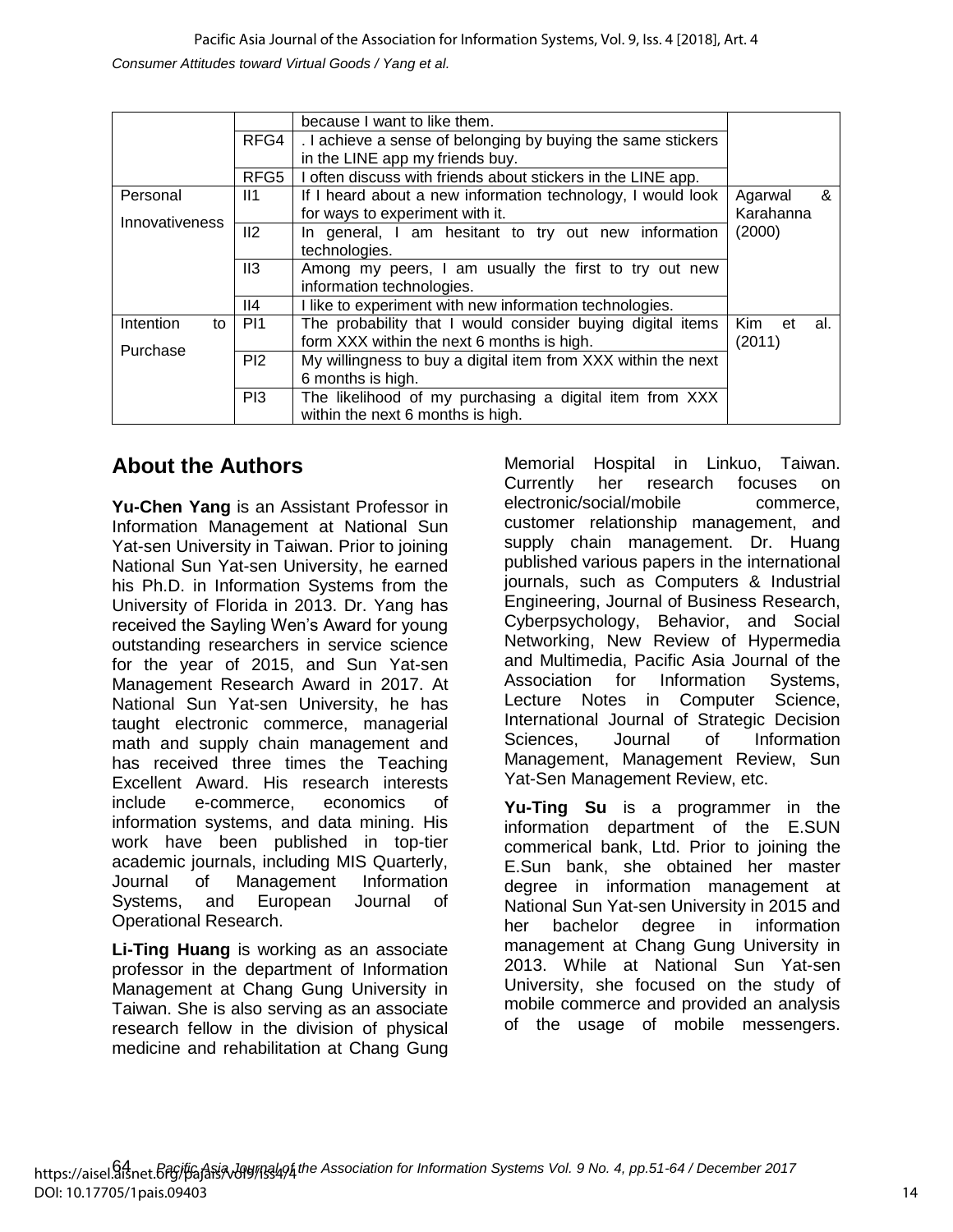| | | | |
|---|---|---|---|
| | | because I want to like them. | |
| | RFG4 | . I achieve a sense of belonging by buying the same stickers in the LINE app my friends buy. | |
| | RFG5 | I often discuss with friends about stickers in the LINE app. | |
| Personal Innovativeness | II1 | If I heard about a new information technology, I would look for ways to experiment with it. | Agarwal & Karahanna (2000) |
| | II2 | In general, I am hesitant to try out new information technologies. | |
| | II3 | Among my peers, I am usually the first to try out new information technologies. | |
| | II4 | I like to experiment with new information technologies. | |
| Intention to Purchase | PI1 | The probability that I would consider buying digital items form XXX within the next 6 months is high. | Kim et al. (2011) |
| | PI2 | My willingness to buy a digital item from XXX within the next 6 months is high. | |
| | PI3 | The likelihood of my purchasing a digital item from XXX within the next 6 months is high. | |

## About the Authors

**Yu-Chen Yang** is an Assistant Professor in Information Management at National Sun Yat-sen University in Taiwan. Prior to joining National Sun Yat-sen University, he earned his Ph.D. in Information Systems from the University of Florida in 2013. Dr. Yang has received the Sayling Wen's Award for young outstanding researchers in service science for the year of 2015, and Sun Yat-sen Management Research Award in 2017. At National Sun Yat-sen University, he has taught electronic commerce, managerial math and supply chain management and has received three times the Teaching Excellent Award. His research interests include e-commerce, economics of information systems, and data mining. His work have been published in top-tier academic journals, including MIS Quarterly, Journal of Management Information Systems, and European Journal of Operational Research.

**Li-Ting Huang** is working as an associate professor in the department of Information Management at Chang Gung University in Taiwan. She is also serving as an associate research fellow in the division of physical medicine and rehabilitation at Chang Gung Memorial Hospital in Linkuo, Taiwan. Currently her research focuses on electronic/social/mobile commerce, customer relationship management, and supply chain management. Dr. Huang published various papers in the international journals, such as Computers & Industrial Engineering, Journal of Business Research, Cyberpsychology, Behavior, and Social Networking, New Review of Hypermedia and Multimedia, Pacific Asia Journal of the Association for Information Systems, Lecture Notes in Computer Science, International Journal of Strategic Decision Sciences, Journal of Information Management, Management Review, Sun Yat-Sen Management Review, etc.

**Yu-Ting Su** is a programmer in the information department of the E.SUN commerical bank, Ltd. Prior to joining the E.Sun bank, she obtained her master degree in information management at National Sun Yat-sen University in 2015 and her bachelor degree in information management at Chang Gung University in 2013. While at National Sun Yat-sen University, she focused on the study of mobile commerce and provided an analysis of the usage of mobile messengers.